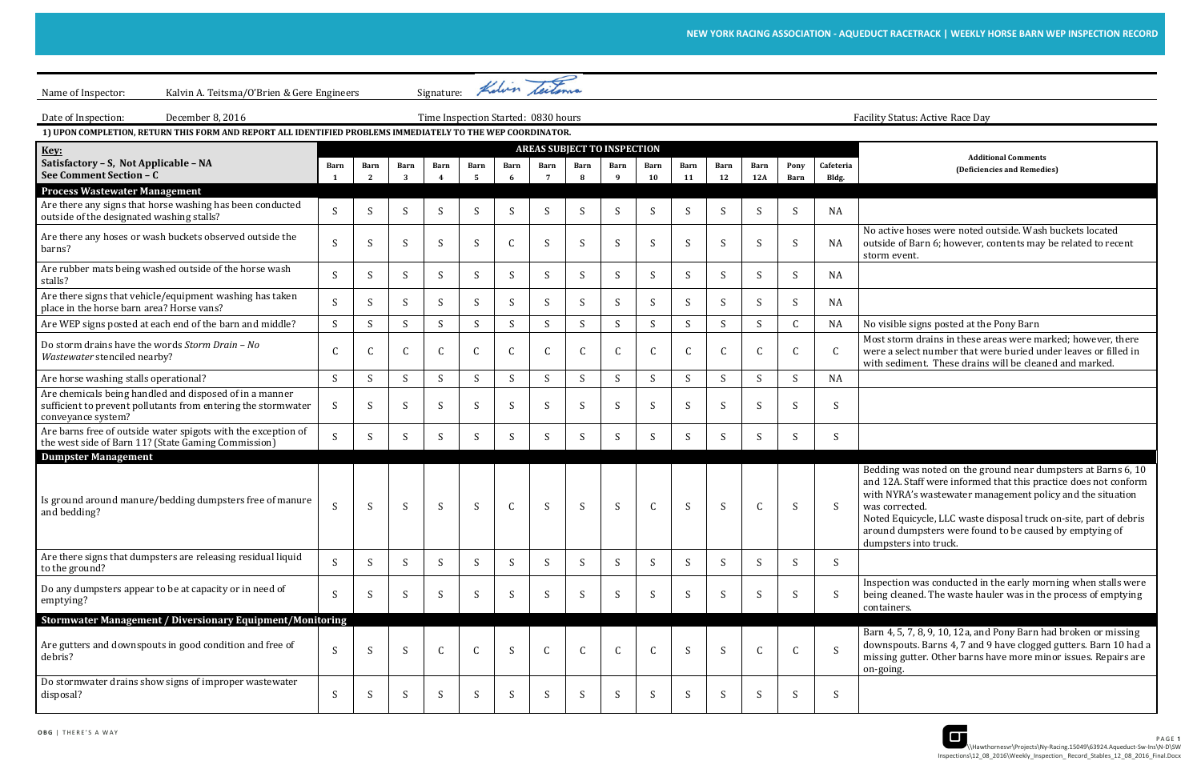NEW YORK RACING ASSOCIATION - AQUEDUCT RACETRACK | WEEKLY HORSE BARN WEP INSPECTION RECORD

Name of Inspector: Kalvin A. Teitsma/O'Brien & Gere Engineers     Signature: Kalvin Teitsma

Date of Inspection: December 8, 2016     Time Inspection Started: 0830 hours     Facility Status: Active Race Day

**1) UPON COMPLETION, RETURN THIS FORM AND REPORT ALL IDENTIFIED PROBLEMS IMMEDIATELY TO THE WEP COORDINATOR.**

| **Key:** Satisfactory – S, Not Applicable – NA, See Comment Section – C | AREAS SUBJECT TO INSPECTION | | | | | | | | | | | | | | | Additional Comments (Deficiencies and Remedies) |
|---|---|---|---|---|---|---|---|---|---|---|---|---|---|---|---|---|
| | Barn 1 | Barn 2 | Barn 3 | Barn 4 | Barn 5 | Barn 6 | Barn 7 | Barn 8 | Barn 9 | Barn 10 | Barn 11 | Barn 12 | Barn 12A | Pony Barn | Cafeteria Bldg. | |
| **Process Wastewater Management** | | | | | | | | | | | | | | | | |
| Are there any signs that horse washing has been conducted outside of the designated washing stalls? | S | S | S | S | S | S | S | S | S | S | S | S | S | S | NA | |
| Are there any hoses or wash buckets observed outside the barns? | S | S | S | S | S | C | S | S | S | S | S | S | S | S | NA | No active hoses were noted outside. Wash buckets located outside of Barn 6; however, contents may be related to recent storm event. |
| Are rubber mats being washed outside of the horse wash stalls? | S | S | S | S | S | S | S | S | S | S | S | S | S | S | NA | |
| Are there signs that vehicle/equipment washing has taken place in the horse barn area? Horse vans? | S | S | S | S | S | S | S | S | S | S | S | S | S | S | NA | |
| Are WEP signs posted at each end of the barn and middle? | S | S | S | S | S | S | S | S | S | S | S | S | S | C | NA | No visible signs posted at the Pony Barn |
| Do storm drains have the words *Storm Drain – No Wastewater* stenciled nearby? | C | C | C | C | C | C | C | C | C | C | C | C | C | C | C | Most storm drains in these areas were marked; however, there were a select number that were buried under leaves or filled in with sediment. These drains will be cleaned and marked. |
| Are horse washing stalls operational? | S | S | S | S | S | S | S | S | S | S | S | S | S | S | NA | |
| Are chemicals being handled and disposed of in a manner sufficient to prevent pollutants from entering the stormwater conveyance system? | S | S | S | S | S | S | S | S | S | S | S | S | S | S | S | |
| Are barns free of outside water spigots with the exception of the west side of Barn 11? (State Gaming Commission) | S | S | S | S | S | S | S | S | S | S | S | S | S | S | S | |
| **Dumpster Management** | | | | | | | | | | | | | | | | |
| Is ground around manure/bedding dumpsters free of manure and bedding? | S | S | S | S | S | C | S | S | S | C | S | S | C | S | S | Bedding was noted on the ground near dumpsters at Barns 6, 10 and 12A. Staff were informed that this practice does not conform with NYRA's wastewater management policy and the situation was corrected. Noted Equicycle, LLC waste disposal truck on-site, part of debris around dumpsters were found to be caused by emptying of dumpsters into truck. |
| Are there signs that dumpsters are releasing residual liquid to the ground? | S | S | S | S | S | S | S | S | S | S | S | S | S | S | S | |
| Do any dumpsters appear to be at capacity or in need of emptying? | S | S | S | S | S | S | S | S | S | S | S | S | S | S | S | Inspection was conducted in the early morning when stalls were being cleaned. The waste hauler was in the process of emptying containers. |
| **Stormwater Management / Diversionary Equipment/Monitoring** | | | | | | | | | | | | | | | | |
| Are gutters and downspouts in good condition and free of debris? | S | S | S | C | C | S | C | C | C | C | S | S | C | C | S | Barn 4, 5, 7, 8, 9, 10, 12a, and Pony Barn had broken or missing downspouts. Barns 4, 7 and 9 have clogged gutters. Barn 10 had a missing gutter. Other barns have more minor issues. Repairs are on-going. |
| Do stormwater drains show signs of improper wastewater disposal? | S | S | S | S | S | S | S | S | S | S | S | S | S | S | S | |

OBG | THERE'S A WAY

\\Hawthornesvr\Projects\Ny-Racing.15049\63924.Aqueduct-Sw-Ins\N-D\SW Inspections\12_08_2016\Weekly_Inspection_ Record_Stables_12_08_2016_Final.Docx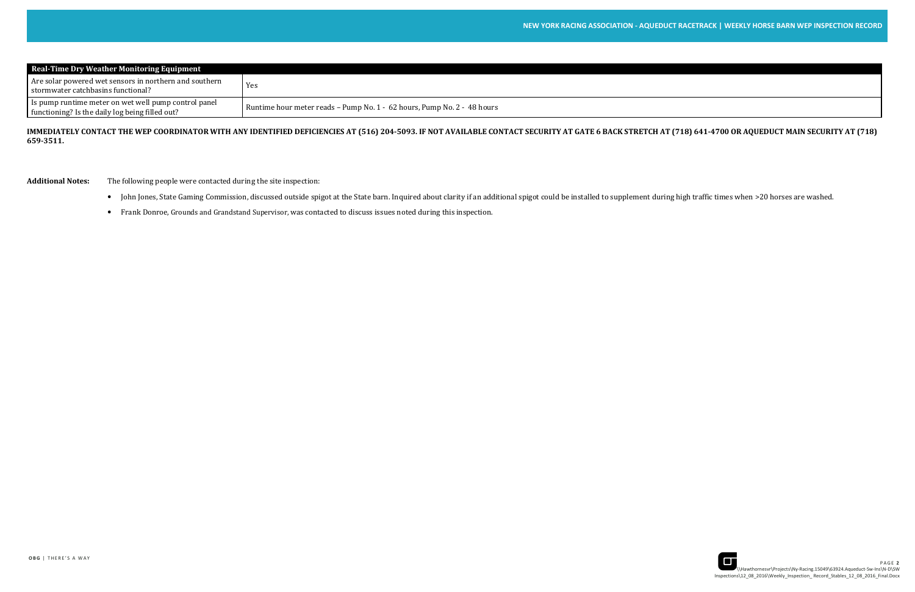| Real-Time Dry Weather Monitoring Equipment | |
|---|---|
| Are solar powered wet sensors in northern and southern stormwater catchbasins functional? | Yes |
| Is pump runtime meter on wet well pump control panel functioning? Is the daily log being filled out? | Runtime hour meter reads – Pump No. 1 - 62 hours, Pump No. 2 - 48 hours |

**IMMEDIATELY CONTACT THE WEP COORDINATOR WITH ANY IDENTIFIED DEFICIENCIES AT (516) 204-5093. IF NOT AVAILABLE CONTACT SECURITY AT GATE 6 BACK STRETCH AT (718) 641-4700 OR AQUEDUCT MAIN SECURITY AT (718) 659-3511.**

**Additional Notes:** The following people were contacted during the site inspection:

- John Jones, State Gaming Commission, discussed outside spigot at the State barn. Inquired about clarity if an additional spigot could be installed to supplement during high traffic times when >20 horses are washed.
- Frank Donroe, Grounds and Grandstand Supervisor, was contacted to discuss issues noted during this inspection.